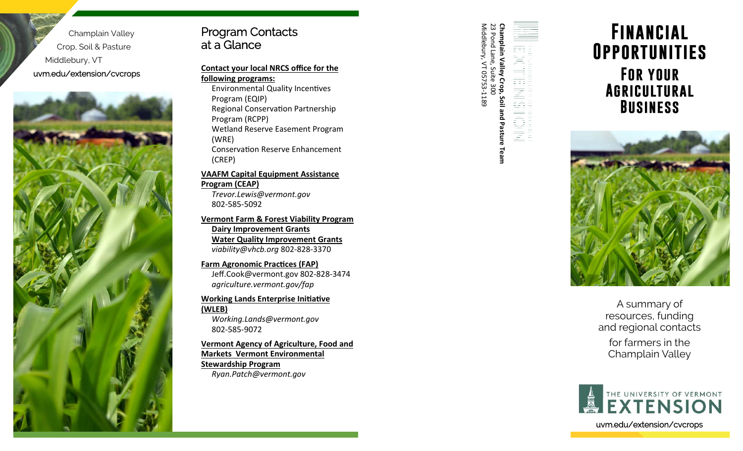Champlain Valley
Crop, Soil & Pasture
Middlebury, VT
uvm.edu/extension/cvcrops

## Program Contacts at a Glance

**Contact your local NRCS office for the following programs:**

- Environmental Quality Incentives Program (EQIP)
- Regional Conservation Partnership Program (RCPP)
- Wetland Reserve Easement Program (WRE)
- Conservation Reserve Enhancement (CREP)

**VAAFM Capital Equipment Assistance Program (CEAP)**
*Trevor.Lewis@vermont.gov*
802-585-5092

**Vermont Farm & Forest Viability Program**
**Dairy Improvement Grants**
**Water Quality Improvement Grants**
*viability@vhcb.org* 802-828-3370

**Farm Agronomic Practices (FAP)**
Jeff.Cook@vermont.gov 802-828-3474
*agriculture.vermont.gov/fap*

**Working Lands Enterprise Initiative (WLEB)**
*Working.Lands@vermont.gov*
802-585-9072

**Vermont Agency of Agriculture, Food and Markets Vermont Environmental Stewardship Program**
*Ryan.Patch@vermont.gov*

**Champlain Valley Crop, Soil and Pasture Team**
23 Pond Lane, Suite 300
Middlebury, VT 05753-1189

# Financial Opportunities For your Agricultural Business

A summary of resources, funding and regional contacts for farmers in the Champlain Valley

The University of Vermont Extension
uvm.edu/extension/cvcrops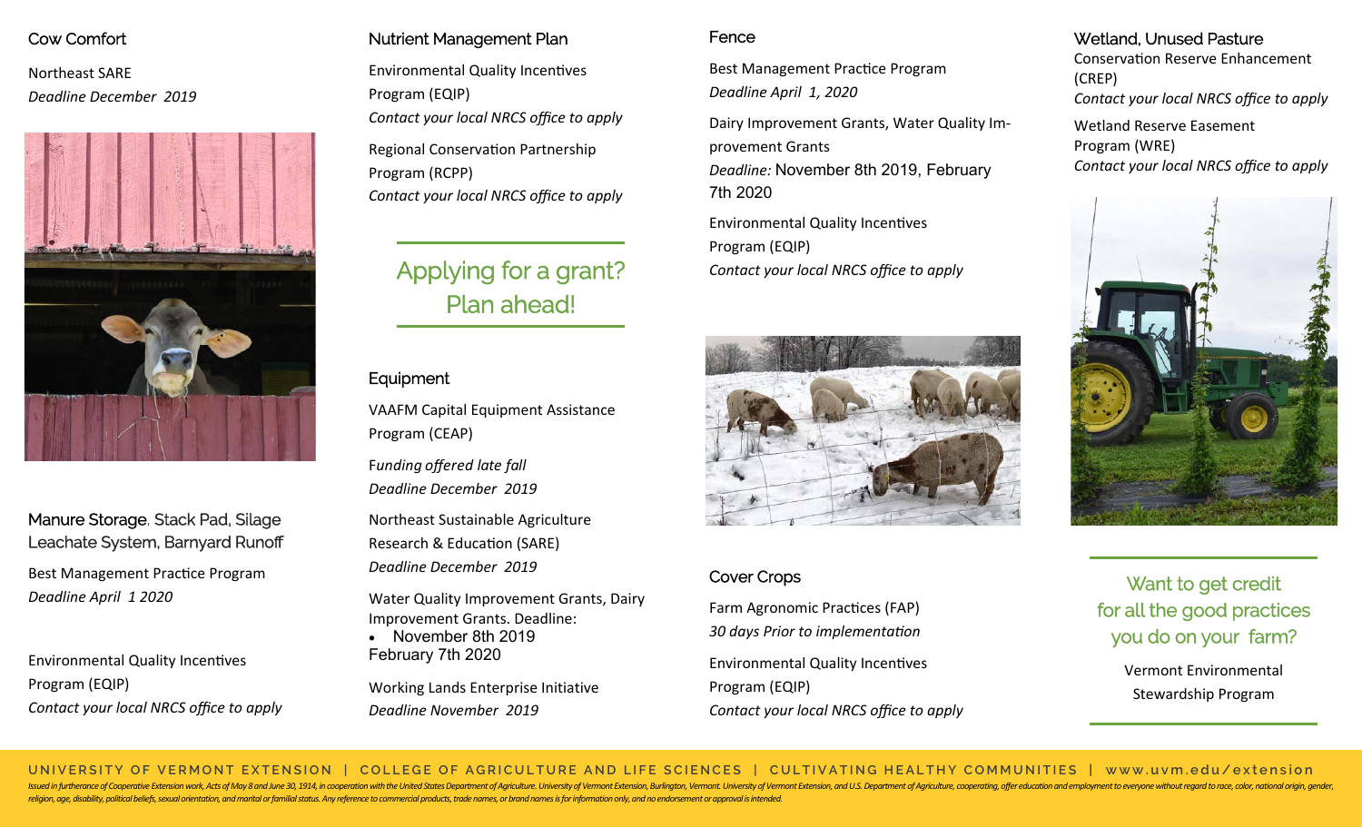## Cow Comfort

Northeast SARE
*Deadline December 2019*

## Manure Storage, Stack Pad, Silage Leachate System, Barnyard Runoff

Best Management Practice Program
*Deadline April 1 2020*

Environmental Quality Incentives Program (EQIP)
*Contact your local NRCS office to apply*

## Nutrient Management Plan

Environmental Quality Incentives Program (EQIP)
*Contact your local NRCS office to apply*

Regional Conservation Partnership Program (RCPP)
*Contact your local NRCS office to apply*

**Applying for a grant? Plan ahead!**

## Equipment

VAAFM Capital Equipment Assistance Program (CEAP)

*Funding offered late fall*
*Deadline December 2019*

Northeast Sustainable Agriculture Research & Education (SARE)
*Deadline December 2019*

Water Quality Improvement Grants, Dairy Improvement Grants. Deadline:

- November 8th 2019

February 7th 2020

Working Lands Enterprise Initiative
*Deadline November 2019*

## Fence

Best Management Practice Program
*Deadline April 1, 2020*

Dairy Improvement Grants, Water Quality Improvement Grants
*Deadline:* November 8th 2019, February 7th 2020

Environmental Quality Incentives Program (EQIP)
*Contact your local NRCS office to apply*

## Cover Crops

Farm Agronomic Practices (FAP)
*30 days Prior to implementation*

Environmental Quality Incentives Program (EQIP)
*Contact your local NRCS office to apply*

## Wetland, Unused Pasture

Conservation Reserve Enhancement (CREP)
*Contact your local NRCS office to apply*

Wetland Reserve Easement Program (WRE)
*Contact your local NRCS office to apply*

**Want to get credit for all the good practices you do on your farm?**

Vermont Environmental Stewardship Program

UNIVERSITY OF VERMONT EXTENSION | COLLEGE OF AGRICULTURE AND LIFE SCIENCES | CULTIVATING HEALTHY COMMUNITIES | www.uvm.edu/extension

*Issued in furtherance of Cooperative Extension work, Acts of May 8 and June 30, 1914, in cooperation with the United States Department of Agriculture. University of Vermont Extension, Burlington, Vermont. University of Vermont Extension, and U.S. Department of Agriculture, cooperating, offer education and employment to everyone without regard to race, color, national origin, gender, religion, age, disability, political beliefs, sexual orientation, and marital or familial status. Any reference to commercial products, trade names, or brand names is for information only, and no endorsement or approval is intended.*